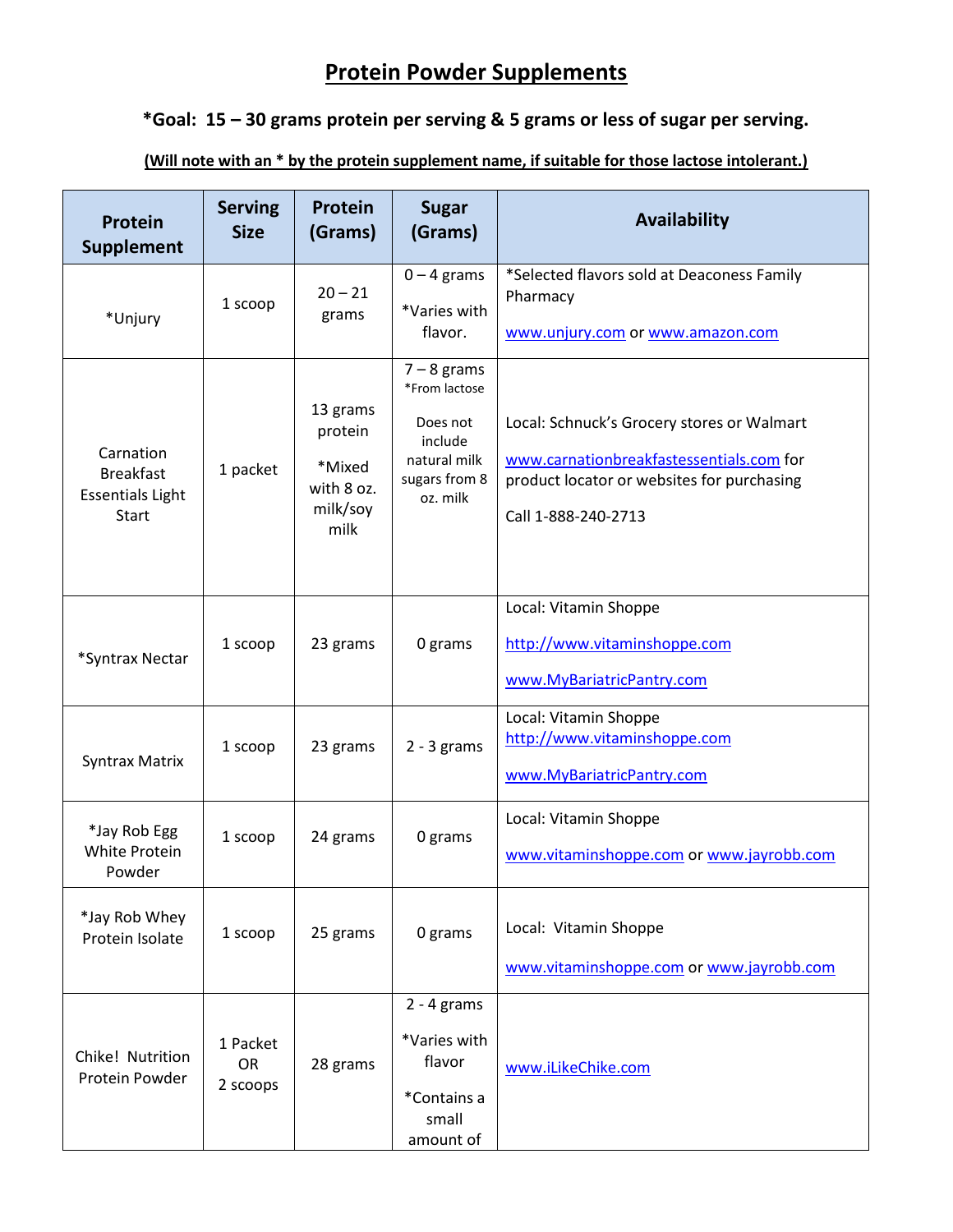# Protein Powder Supplements

**\*Goal: 15 – 30 grams protein per serving & 5 grams or less of sugar per serving.**

**(Will note with an * by the protein supplement name, if suitable for those lactose intolerant.)**

| Protein Supplement | Serving Size | Protein (Grams) | Sugar (Grams) | Availability |
|---|---|---|---|---|
| *Unjury | 1 scoop | 20 – 21 grams | 0 – 4 grams<br><br>*Varies with flavor. | *Selected flavors sold at Deaconess Family Pharmacy<br><br>www.unjury.com or www.amazon.com |
| Carnation Breakfast Essentials Light Start | 1 packet | 13 grams protein<br><br>*Mixed with 8 oz. milk/soy milk | 7 – 8 grams<br>*From lactose<br><br>Does not include natural milk sugars from 8 oz. milk | Local: Schnuck's Grocery stores or Walmart<br><br>www.carnationbreakfastessentials.com for product locator or websites for purchasing<br><br>Call 1-888-240-2713 |
| *Syntrax Nectar | 1 scoop | 23 grams | 0 grams | Local: Vitamin Shoppe<br><br>http://www.vitaminshoppe.com<br><br>www.MyBariatricPantry.com |
| Syntrax Matrix | 1 scoop | 23 grams | 2 - 3 grams | Local: Vitamin Shoppe<br>http://www.vitaminshoppe.com<br><br>www.MyBariatricPantry.com |
| *Jay Rob Egg White Protein Powder | 1 scoop | 24 grams | 0 grams | Local: Vitamin Shoppe<br><br>www.vitaminshoppe.com or www.jayrobb.com |
| *Jay Rob Whey Protein Isolate | 1 scoop | 25 grams | 0 grams | Local: Vitamin Shoppe<br><br>www.vitaminshoppe.com or www.jayrobb.com |
| Chike! Nutrition Protein Powder | 1 Packet OR 2 scoops | 28 grams | 2 - 4 grams<br><br>*Varies with flavor<br><br>*Contains a small amount of | www.iLikeChike.com |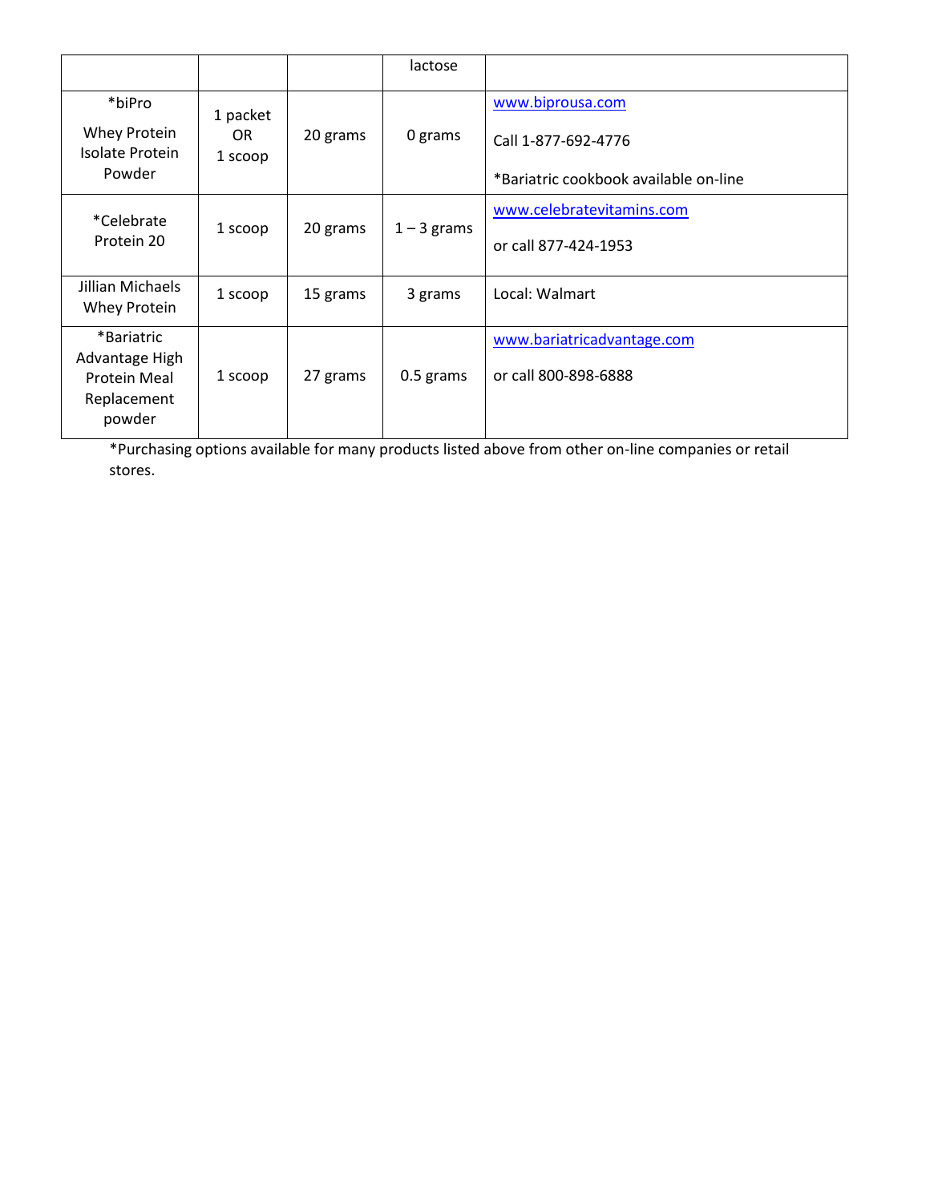| | | | | |
|---|---|---|---|---|
| | | | lactose | |
| *biPro Whey Protein Isolate Protein Powder | 1 packet OR 1 scoop | 20 grams | 0 grams | www.biprousa.com Call 1-877-692-4776 *Bariatric cookbook available on-line |
| *Celebrate Protein 20 | 1 scoop | 20 grams | 1 – 3 grams | www.celebratevitamins.com or call 877-424-1953 |
| Jillian Michaels Whey Protein | 1 scoop | 15 grams | 3 grams | Local: Walmart |
| *Bariatric Advantage High Protein Meal Replacement powder | 1 scoop | 27 grams | 0.5 grams | www.bariatricadvantage.com or call 800-898-6888 |

*Purchasing options available for many products listed above from other on-line companies or retail stores.